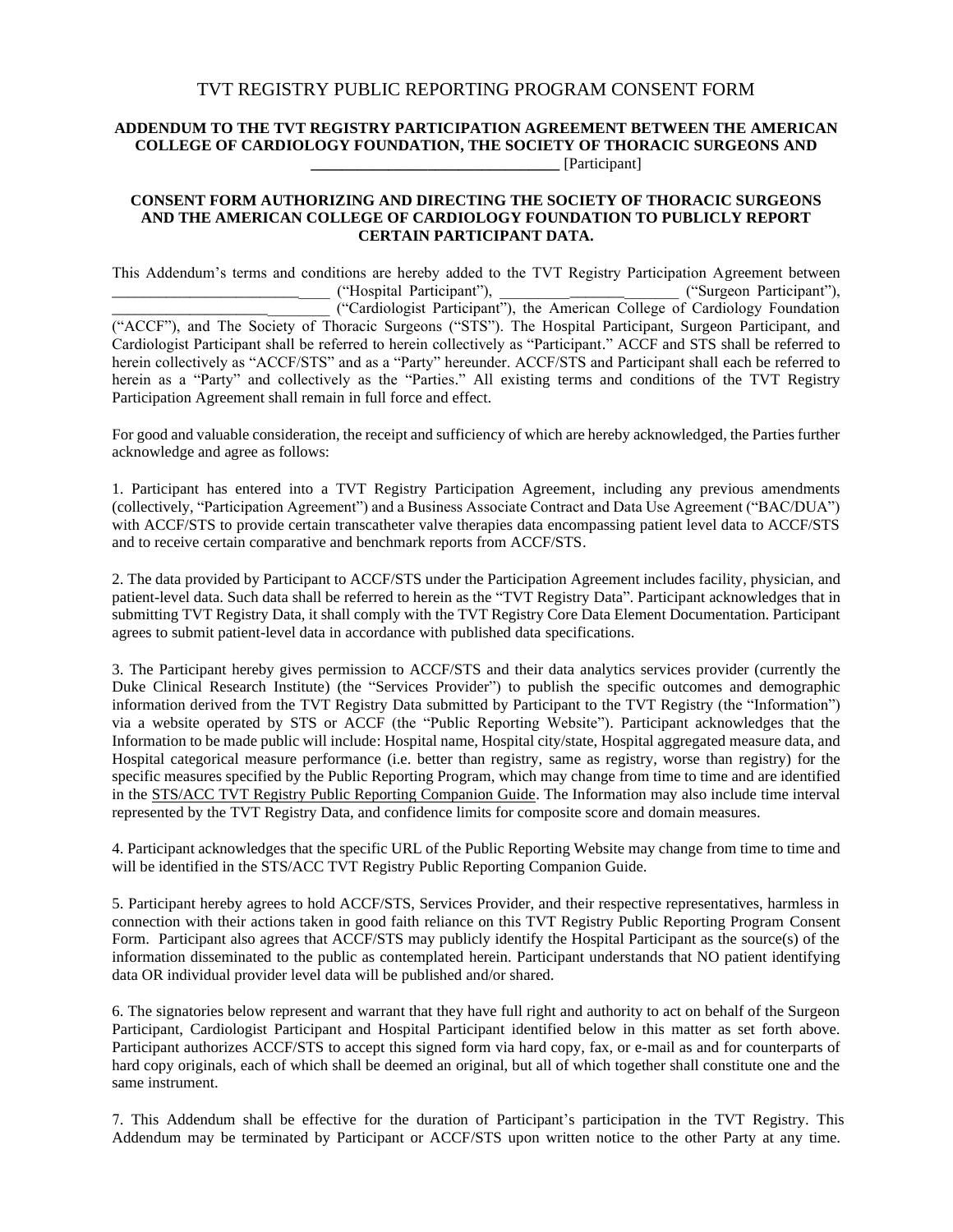# TVT REGISTRY PUBLIC REPORTING PROGRAM CONSENT FORM

**ADDENDUM TO THE TVT REGISTRY PARTICIPATION AGREEMENT BETWEEN THE AMERICAN COLLEGE OF CARDIOLOGY FOUNDATION, THE SOCIETY OF THORACIC SURGEONS AND \_\_\_\_\_\_\_\_\_\_\_\_\_\_\_\_\_\_\_\_\_\_\_\_\_\_\_\_\_\_\_\_** [Participant]

**CONSENT FORM AUTHORIZING AND DIRECTING THE SOCIETY OF THORACIC SURGEONS AND THE AMERICAN COLLEGE OF CARDIOLOGY FOUNDATION TO PUBLICLY REPORT CERTAIN PARTICIPANT DATA.**

This Addendum's terms and conditions are hereby added to the TVT Registry Participation Agreement between \_\_\_\_\_\_\_\_\_\_\_\_\_\_\_\_\_\_\_\_\_\_\_\_\_\_\_\_\_\_ ("Hospital Participant"), \_\_\_\_\_\_\_\_\_\_\_\_\_\_\_\_\_\_\_\_\_\_\_\_\_\_ ("Surgeon Participant"), \_\_\_\_\_\_\_\_\_\_\_\_\_\_\_\_\_\_\_\_\_\_\_\_\_\_\_\_ ("Cardiologist Participant"), the American College of Cardiology Foundation ("ACCF"), and The Society of Thoracic Surgeons ("STS"). The Hospital Participant, Surgeon Participant, and Cardiologist Participant shall be referred to herein collectively as "Participant." ACCF and STS shall be referred to herein collectively as "ACCF/STS" and as a "Party" hereunder. ACCF/STS and Participant shall each be referred to herein as a "Party" and collectively as the "Parties." All existing terms and conditions of the TVT Registry Participation Agreement shall remain in full force and effect.

For good and valuable consideration, the receipt and sufficiency of which are hereby acknowledged, the Parties further acknowledge and agree as follows:

1. Participant has entered into a TVT Registry Participation Agreement, including any previous amendments (collectively, "Participation Agreement") and a Business Associate Contract and Data Use Agreement ("BAC/DUA") with ACCF/STS to provide certain transcatheter valve therapies data encompassing patient level data to ACCF/STS and to receive certain comparative and benchmark reports from ACCF/STS.

2. The data provided by Participant to ACCF/STS under the Participation Agreement includes facility, physician, and patient-level data. Such data shall be referred to herein as the "TVT Registry Data". Participant acknowledges that in submitting TVT Registry Data, it shall comply with the TVT Registry Core Data Element Documentation. Participant agrees to submit patient-level data in accordance with published data specifications.

3. The Participant hereby gives permission to ACCF/STS and their data analytics services provider (currently the Duke Clinical Research Institute) (the "Services Provider") to publish the specific outcomes and demographic information derived from the TVT Registry Data submitted by Participant to the TVT Registry (the "Information") via a website operated by STS or ACCF (the "Public Reporting Website"). Participant acknowledges that the Information to be made public will include: Hospital name, Hospital city/state, Hospital aggregated measure data, and Hospital categorical measure performance (i.e. better than registry, same as registry, worse than registry) for the specific measures specified by the Public Reporting Program, which may change from time to time and are identified in the STS/ACC TVT Registry Public Reporting Companion Guide. The Information may also include time interval represented by the TVT Registry Data, and confidence limits for composite score and domain measures.

4. Participant acknowledges that the specific URL of the Public Reporting Website may change from time to time and will be identified in the STS/ACC TVT Registry Public Reporting Companion Guide.

5. Participant hereby agrees to hold ACCF/STS, Services Provider, and their respective representatives, harmless in connection with their actions taken in good faith reliance on this TVT Registry Public Reporting Program Consent Form. Participant also agrees that ACCF/STS may publicly identify the Hospital Participant as the source(s) of the information disseminated to the public as contemplated herein. Participant understands that NO patient identifying data OR individual provider level data will be published and/or shared.

6. The signatories below represent and warrant that they have full right and authority to act on behalf of the Surgeon Participant, Cardiologist Participant and Hospital Participant identified below in this matter as set forth above. Participant authorizes ACCF/STS to accept this signed form via hard copy, fax, or e-mail as and for counterparts of hard copy originals, each of which shall be deemed an original, but all of which together shall constitute one and the same instrument.

7. This Addendum shall be effective for the duration of Participant's participation in the TVT Registry. This Addendum may be terminated by Participant or ACCF/STS upon written notice to the other Party at any time.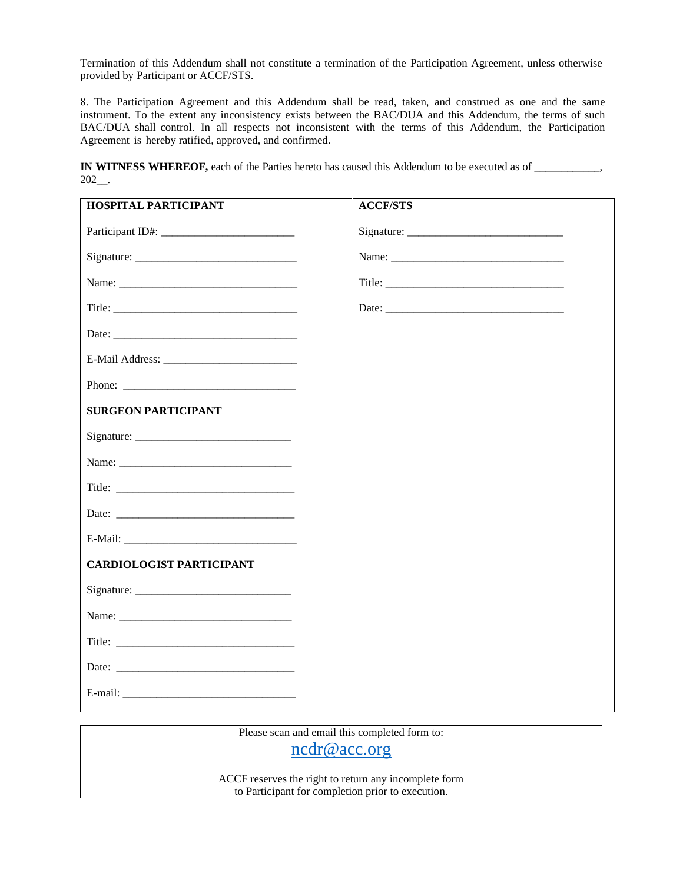Termination of this Addendum shall not constitute a termination of the Participation Agreement, unless otherwise provided by Participant or ACCF/STS.

8. The Participation Agreement and this Addendum shall be read, taken, and construed as one and the same instrument. To the extent any inconsistency exists between the BAC/DUA and this Addendum, the terms of such BAC/DUA shall control. In all respects not inconsistent with the terms of this Addendum, the Participation Agreement is hereby ratified, approved, and confirmed.

**IN WITNESS WHEREOF,** each of the Parties hereto has caused this Addendum to be executed as of ___________, 202__.

| **HOSPITAL PARTICIPANT** | **ACCF/STS** |
|---|---|
| Participant ID#: _______________________ | Signature: ___________________________ |
| Signature: ____________________________ | Name: ______________________________ |
| Name: ________________________________ | Title: _______________________________ |
| Title: _________________________________ | Date: _______________________________ |
| Date: _________________________________ | |
| E-Mail Address: _______________________ | |
| Phone: _______________________________ | |
| **SURGEON PARTICIPANT** | |
| Signature: ___________________________ | |
| Name: _______________________________ | |
| Title: ________________________________ | |
| Date: ________________________________ | |
| E-Mail: ______________________________ | |
| **CARDIOLOGIST PARTICIPANT** | |
| Signature: ___________________________ | |
| Name: _______________________________ | |
| Title: ________________________________ | |
| Date: ________________________________ | |
| E-mail: ______________________________ | |

Please scan and email this completed form to:

ncdr@acc.org

ACCF reserves the right to return any incomplete form to Participant for completion prior to execution.